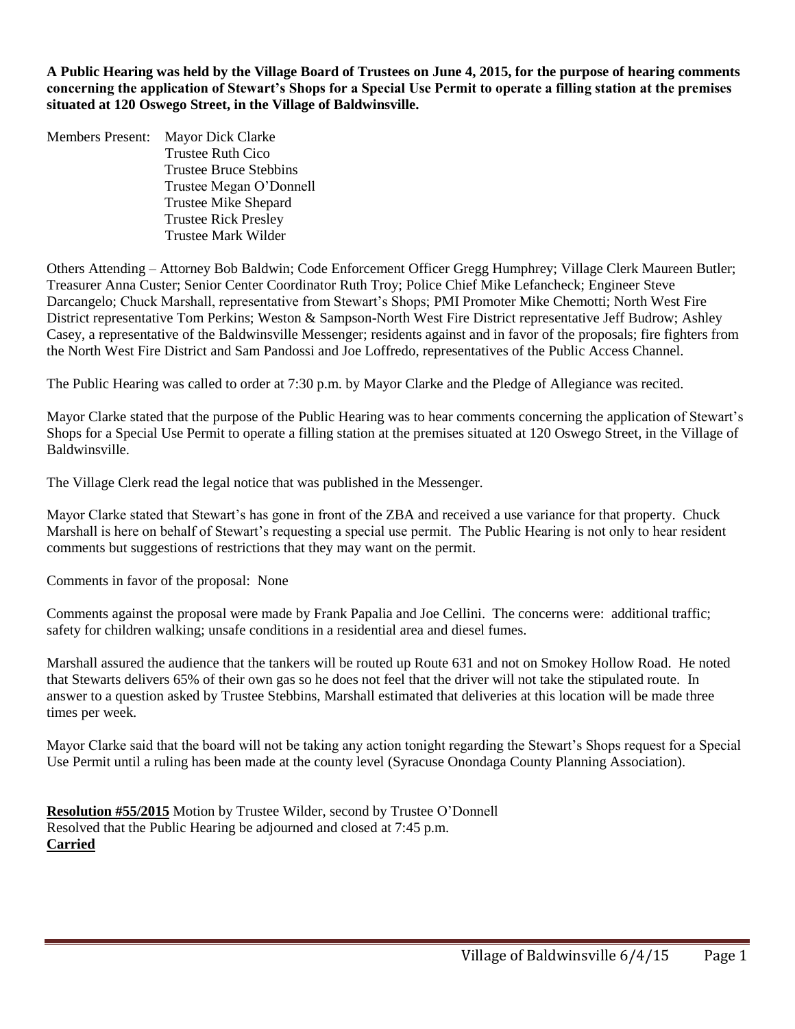**A Public Hearing was held by the Village Board of Trustees on June 4, 2015, for the purpose of hearing comments concerning the application of Stewart's Shops for a Special Use Permit to operate a filling station at the premises situated at 120 Oswego Street, in the Village of Baldwinsville.**

Members Present: Mayor Dick Clarke
Trustee Ruth Cico
Trustee Bruce Stebbins
Trustee Megan O'Donnell
Trustee Mike Shepard
Trustee Rick Presley
Trustee Mark Wilder

Others Attending – Attorney Bob Baldwin; Code Enforcement Officer Gregg Humphrey; Village Clerk Maureen Butler; Treasurer Anna Custer; Senior Center Coordinator Ruth Troy; Police Chief Mike Lefancheck; Engineer Steve Darcangelo; Chuck Marshall, representative from Stewart's Shops; PMI Promoter Mike Chemotti; North West Fire District representative Tom Perkins; Weston & Sampson-North West Fire District representative Jeff Budrow; Ashley Casey, a representative of the Baldwinsville Messenger; residents against and in favor of the proposals; fire fighters from the North West Fire District and Sam Pandossi and Joe Loffredo, representatives of the Public Access Channel.

The Public Hearing was called to order at 7:30 p.m. by Mayor Clarke and the Pledge of Allegiance was recited.

Mayor Clarke stated that the purpose of the Public Hearing was to hear comments concerning the application of Stewart's Shops for a Special Use Permit to operate a filling station at the premises situated at 120 Oswego Street, in the Village of Baldwinsville.

The Village Clerk read the legal notice that was published in the Messenger.

Mayor Clarke stated that Stewart's has gone in front of the ZBA and received a use variance for that property. Chuck Marshall is here on behalf of Stewart's requesting a special use permit. The Public Hearing is not only to hear resident comments but suggestions of restrictions that they may want on the permit.

Comments in favor of the proposal: None

Comments against the proposal were made by Frank Papalia and Joe Cellini. The concerns were: additional traffic; safety for children walking; unsafe conditions in a residential area and diesel fumes.

Marshall assured the audience that the tankers will be routed up Route 631 and not on Smokey Hollow Road. He noted that Stewarts delivers 65% of their own gas so he does not feel that the driver will not take the stipulated route. In answer to a question asked by Trustee Stebbins, Marshall estimated that deliveries at this location will be made three times per week.

Mayor Clarke said that the board will not be taking any action tonight regarding the Stewart's Shops request for a Special Use Permit until a ruling has been made at the county level (Syracuse Onondaga County Planning Association).

**Resolution #55/2015** Motion by Trustee Wilder, second by Trustee O'Donnell
Resolved that the Public Hearing be adjourned and closed at 7:45 p.m.
**Carried**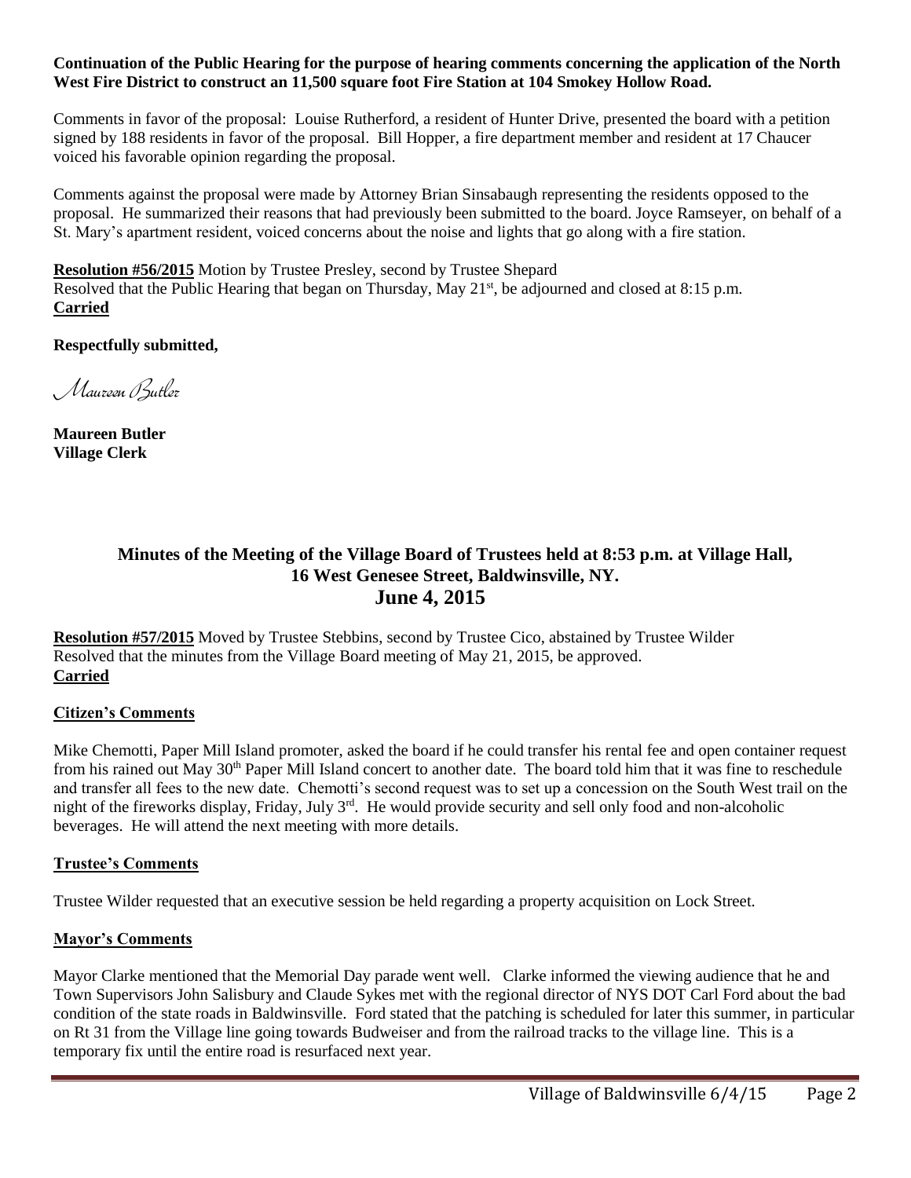**Continuation of the Public Hearing for the purpose of hearing comments concerning the application of the North West Fire District to construct an 11,500 square foot Fire Station at 104 Smokey Hollow Road.**

Comments in favor of the proposal: Louise Rutherford, a resident of Hunter Drive, presented the board with a petition signed by 188 residents in favor of the proposal. Bill Hopper, a fire department member and resident at 17 Chaucer voiced his favorable opinion regarding the proposal.

Comments against the proposal were made by Attorney Brian Sinsabaugh representing the residents opposed to the proposal. He summarized their reasons that had previously been submitted to the board. Joyce Ramseyer, on behalf of a St. Mary's apartment resident, voiced concerns about the noise and lights that go along with a fire station.

**Resolution #56/2015** Motion by Trustee Presley, second by Trustee Shepard
Resolved that the Public Hearing that began on Thursday, May 21st, be adjourned and closed at 8:15 p.m.
**Carried**

**Respectfully submitted,**

*Maureen Butler*

**Maureen Butler**
**Village Clerk**

## Minutes of the Meeting of the Village Board of Trustees held at 8:53 p.m. at Village Hall, 16 West Genesee Street, Baldwinsville, NY. June 4, 2015

**Resolution #57/2015** Moved by Trustee Stebbins, second by Trustee Cico, abstained by Trustee Wilder
Resolved that the minutes from the Village Board meeting of May 21, 2015, be approved.
**Carried**

### Citizen's Comments

Mike Chemotti, Paper Mill Island promoter, asked the board if he could transfer his rental fee and open container request from his rained out May 30th Paper Mill Island concert to another date. The board told him that it was fine to reschedule and transfer all fees to the new date. Chemotti's second request was to set up a concession on the South West trail on the night of the fireworks display, Friday, July 3rd. He would provide security and sell only food and non-alcoholic beverages. He will attend the next meeting with more details.

### Trustee's Comments

Trustee Wilder requested that an executive session be held regarding a property acquisition on Lock Street.

### Mayor's Comments

Mayor Clarke mentioned that the Memorial Day parade went well. Clarke informed the viewing audience that he and Town Supervisors John Salisbury and Claude Sykes met with the regional director of NYS DOT Carl Ford about the bad condition of the state roads in Baldwinsville. Ford stated that the patching is scheduled for later this summer, in particular on Rt 31 from the Village line going towards Budweiser and from the railroad tracks to the village line. This is a temporary fix until the entire road is resurfaced next year.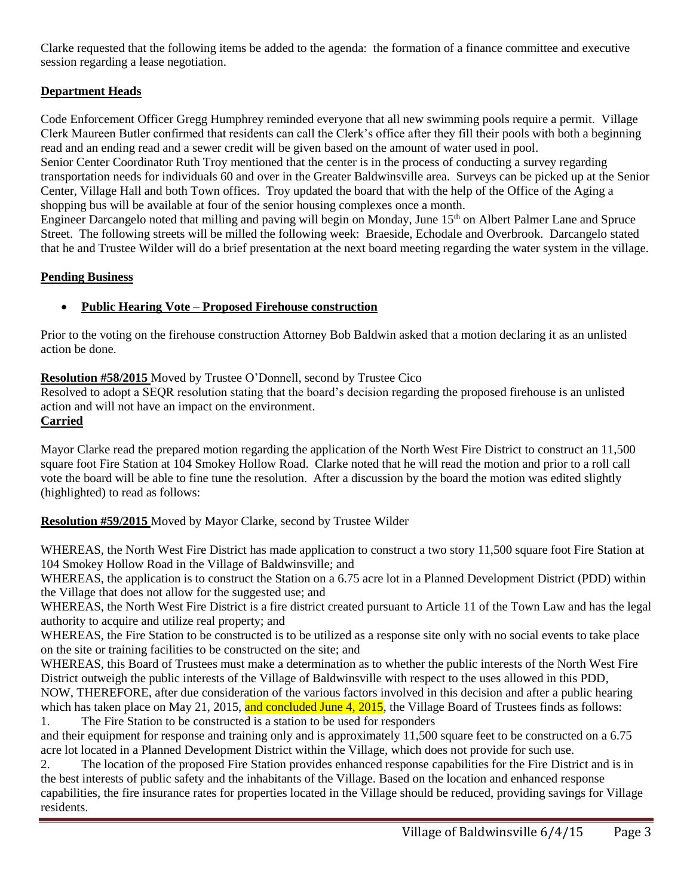Clarke requested that the following items be added to the agenda: the formation of a finance committee and executive session regarding a lease negotiation.

## Department Heads

Code Enforcement Officer Gregg Humphrey reminded everyone that all new swimming pools require a permit. Village Clerk Maureen Butler confirmed that residents can call the Clerk's office after they fill their pools with both a beginning read and an ending read and a sewer credit will be given based on the amount of water used in pool.

Senior Center Coordinator Ruth Troy mentioned that the center is in the process of conducting a survey regarding transportation needs for individuals 60 and over in the Greater Baldwinsville area. Surveys can be picked up at the Senior Center, Village Hall and both Town offices. Troy updated the board that with the help of the Office of the Aging a shopping bus will be available at four of the senior housing complexes once a month.

Engineer Darcangelo noted that milling and paving will begin on Monday, June 15th on Albert Palmer Lane and Spruce Street. The following streets will be milled the following week: Braeside, Echodale and Overbrook. Darcangelo stated that he and Trustee Wilder will do a brief presentation at the next board meeting regarding the water system in the village.

## Pending Business

- **Public Hearing Vote – Proposed Firehouse construction**

Prior to the voting on the firehouse construction Attorney Bob Baldwin asked that a motion declaring it as an unlisted action be done.

**Resolution #58/2015** Moved by Trustee O'Donnell, second by Trustee Cico

Resolved to adopt a SEQR resolution stating that the board's decision regarding the proposed firehouse is an unlisted action and will not have an impact on the environment.

**Carried**

Mayor Clarke read the prepared motion regarding the application of the North West Fire District to construct an 11,500 square foot Fire Station at 104 Smokey Hollow Road. Clarke noted that he will read the motion and prior to a roll call vote the board will be able to fine tune the resolution. After a discussion by the board the motion was edited slightly (highlighted) to read as follows:

**Resolution #59/2015** Moved by Mayor Clarke, second by Trustee Wilder

WHEREAS, the North West Fire District has made application to construct a two story 11,500 square foot Fire Station at 104 Smokey Hollow Road in the Village of Baldwinsville; and

WHEREAS, the application is to construct the Station on a 6.75 acre lot in a Planned Development District (PDD) within the Village that does not allow for the suggested use; and

WHEREAS, the North West Fire District is a fire district created pursuant to Article 11 of the Town Law and has the legal authority to acquire and utilize real property; and

WHEREAS, the Fire Station to be constructed is to be utilized as a response site only with no social events to take place on the site or training facilities to be constructed on the site; and

WHEREAS, this Board of Trustees must make a determination as to whether the public interests of the North West Fire District outweigh the public interests of the Village of Baldwinsville with respect to the uses allowed in this PDD,

NOW, THEREFORE, after due consideration of the various factors involved in this decision and after a public hearing which has taken place on May 21, 2015, and concluded June 4, 2015, the Village Board of Trustees finds as follows:

1. The Fire Station to be constructed is a station to be used for responders and their equipment for response and training only and is approximately 11,500 square feet to be constructed on a 6.75 acre lot located in a Planned Development District within the Village, which does not provide for such use.

2. The location of the proposed Fire Station provides enhanced response capabilities for the Fire District and is in the best interests of public safety and the inhabitants of the Village. Based on the location and enhanced response capabilities, the fire insurance rates for properties located in the Village should be reduced, providing savings for Village residents.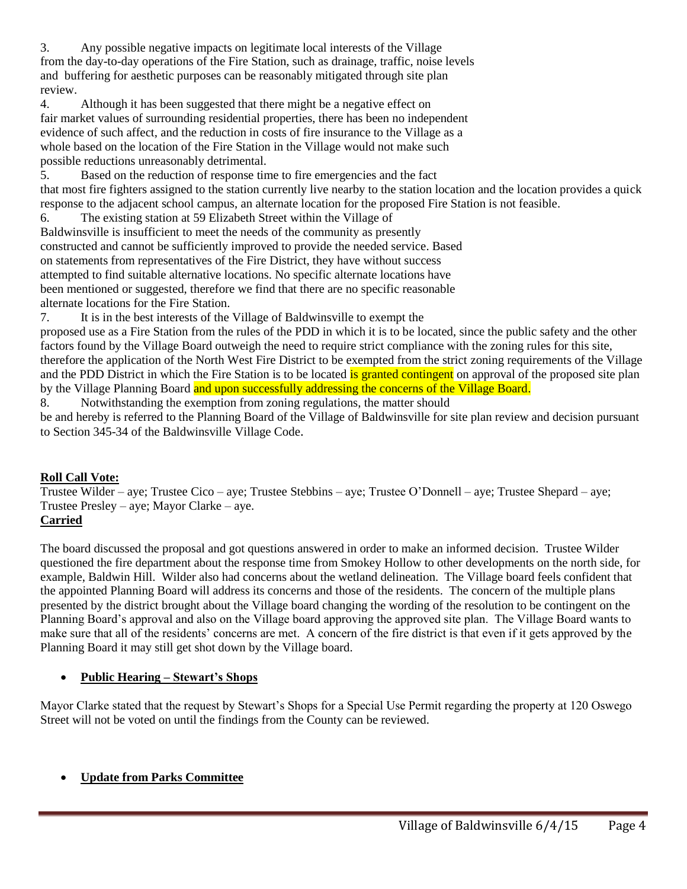3. Any possible negative impacts on legitimate local interests of the Village from the day-to-day operations of the Fire Station, such as drainage, traffic, noise levels and buffering for aesthetic purposes can be reasonably mitigated through site plan review.

4. Although it has been suggested that there might be a negative effect on fair market values of surrounding residential properties, there has been no independent evidence of such affect, and the reduction in costs of fire insurance to the Village as a whole based on the location of the Fire Station in the Village would not make such possible reductions unreasonably detrimental.

5. Based on the reduction of response time to fire emergencies and the fact that most fire fighters assigned to the station currently live nearby to the station location and the location provides a quick response to the adjacent school campus, an alternate location for the proposed Fire Station is not feasible.

6. The existing station at 59 Elizabeth Street within the Village of Baldwinsville is insufficient to meet the needs of the community as presently constructed and cannot be sufficiently improved to provide the needed service. Based on statements from representatives of the Fire District, they have without success attempted to find suitable alternative locations. No specific alternate locations have been mentioned or suggested, therefore we find that there are no specific reasonable alternate locations for the Fire Station.

7. It is in the best interests of the Village of Baldwinsville to exempt the proposed use as a Fire Station from the rules of the PDD in which it is to be located, since the public safety and the other factors found by the Village Board outweigh the need to require strict compliance with the zoning rules for this site, therefore the application of the North West Fire District to be exempted from the strict zoning requirements of the Village and the PDD District in which the Fire Station is to be located is granted contingent on approval of the proposed site plan by the Village Planning Board and upon successfully addressing the concerns of the Village Board.

8. Notwithstanding the exemption from zoning regulations, the matter should be and hereby is referred to the Planning Board of the Village of Baldwinsville for site plan review and decision pursuant to Section 345-34 of the Baldwinsville Village Code.

**Roll Call Vote:**

Trustee Wilder – aye; Trustee Cico – aye; Trustee Stebbins – aye; Trustee O'Donnell – aye; Trustee Shepard – aye; Trustee Presley – aye; Mayor Clarke – aye.

**Carried**

The board discussed the proposal and got questions answered in order to make an informed decision. Trustee Wilder questioned the fire department about the response time from Smokey Hollow to other developments on the north side, for example, Baldwin Hill. Wilder also had concerns about the wetland delineation. The Village board feels confident that the appointed Planning Board will address its concerns and those of the residents. The concern of the multiple plans presented by the district brought about the Village board changing the wording of the resolution to be contingent on the Planning Board's approval and also on the Village board approving the approved site plan. The Village Board wants to make sure that all of the residents' concerns are met. A concern of the fire district is that even if it gets approved by the Planning Board it may still get shot down by the Village board.

- **Public Hearing – Stewart's Shops**

Mayor Clarke stated that the request by Stewart's Shops for a Special Use Permit regarding the property at 120 Oswego Street will not be voted on until the findings from the County can be reviewed.

- **Update from Parks Committee**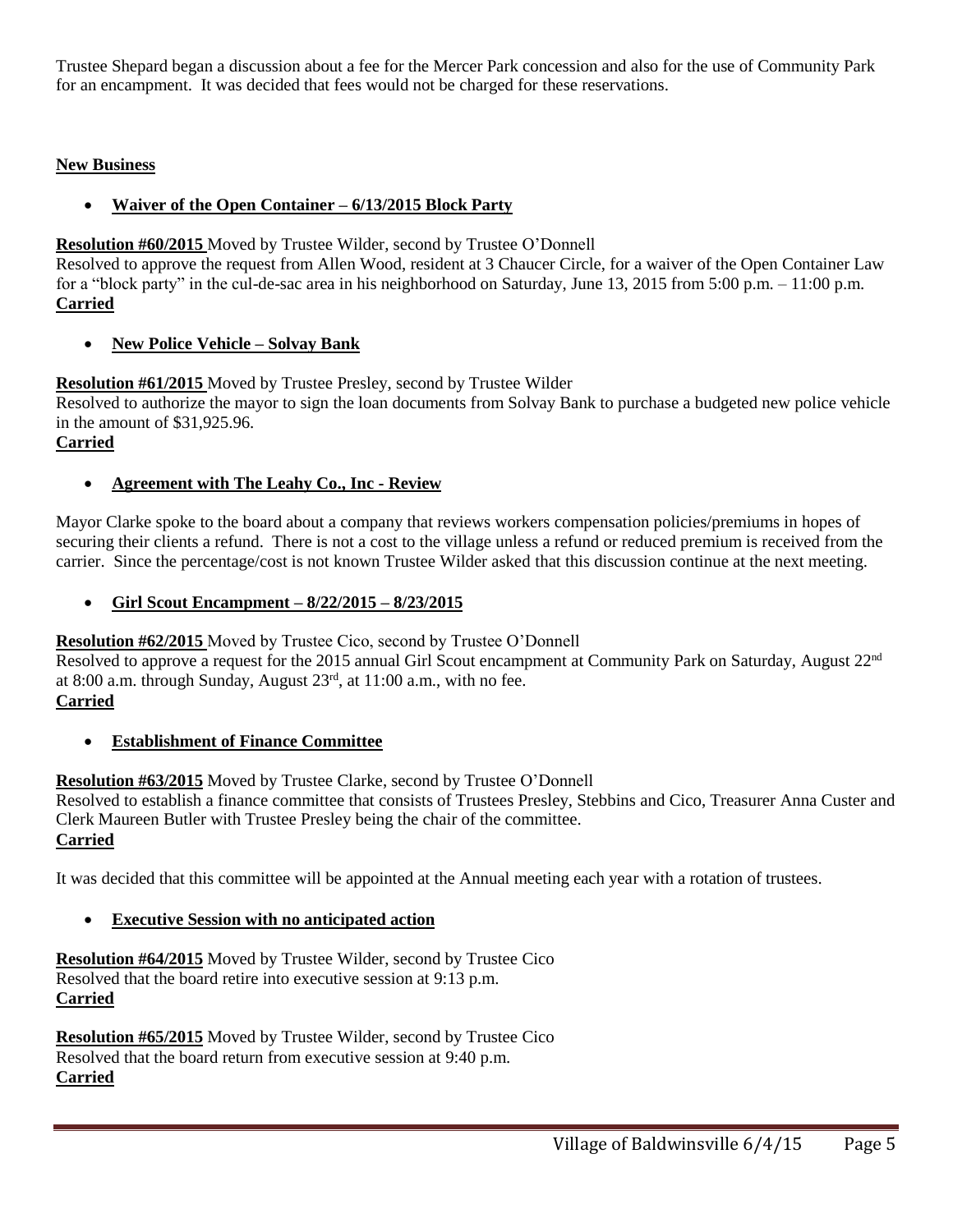Trustee Shepard began a discussion about a fee for the Mercer Park concession and also for the use of Community Park for an encampment. It was decided that fees would not be charged for these reservations.

## New Business

- **Waiver of the Open Container – 6/13/2015 Block Party**

**Resolution #60/2015** Moved by Trustee Wilder, second by Trustee O'Donnell
Resolved to approve the request from Allen Wood, resident at 3 Chaucer Circle, for a waiver of the Open Container Law for a "block party" in the cul-de-sac area in his neighborhood on Saturday, June 13, 2015 from 5:00 p.m. – 11:00 p.m.
**Carried**

- **New Police Vehicle – Solvay Bank**

**Resolution #61/2015** Moved by Trustee Presley, second by Trustee Wilder
Resolved to authorize the mayor to sign the loan documents from Solvay Bank to purchase a budgeted new police vehicle in the amount of $31,925.96.
**Carried**

- **Agreement with The Leahy Co., Inc - Review**

Mayor Clarke spoke to the board about a company that reviews workers compensation policies/premiums in hopes of securing their clients a refund. There is not a cost to the village unless a refund or reduced premium is received from the carrier. Since the percentage/cost is not known Trustee Wilder asked that this discussion continue at the next meeting.

- **Girl Scout Encampment – 8/22/2015 – 8/23/2015**

**Resolution #62/2015** Moved by Trustee Cico, second by Trustee O'Donnell
Resolved to approve a request for the 2015 annual Girl Scout encampment at Community Park on Saturday, August 22nd at 8:00 a.m. through Sunday, August 23rd, at 11:00 a.m., with no fee.
**Carried**

- **Establishment of Finance Committee**

**Resolution #63/2015** Moved by Trustee Clarke, second by Trustee O'Donnell
Resolved to establish a finance committee that consists of Trustees Presley, Stebbins and Cico, Treasurer Anna Custer and Clerk Maureen Butler with Trustee Presley being the chair of the committee.
**Carried**

It was decided that this committee will be appointed at the Annual meeting each year with a rotation of trustees.

- **Executive Session with no anticipated action**

**Resolution #64/2015** Moved by Trustee Wilder, second by Trustee Cico
Resolved that the board retire into executive session at 9:13 p.m.
**Carried**

**Resolution #65/2015** Moved by Trustee Wilder, second by Trustee Cico
Resolved that the board return from executive session at 9:40 p.m.
**Carried**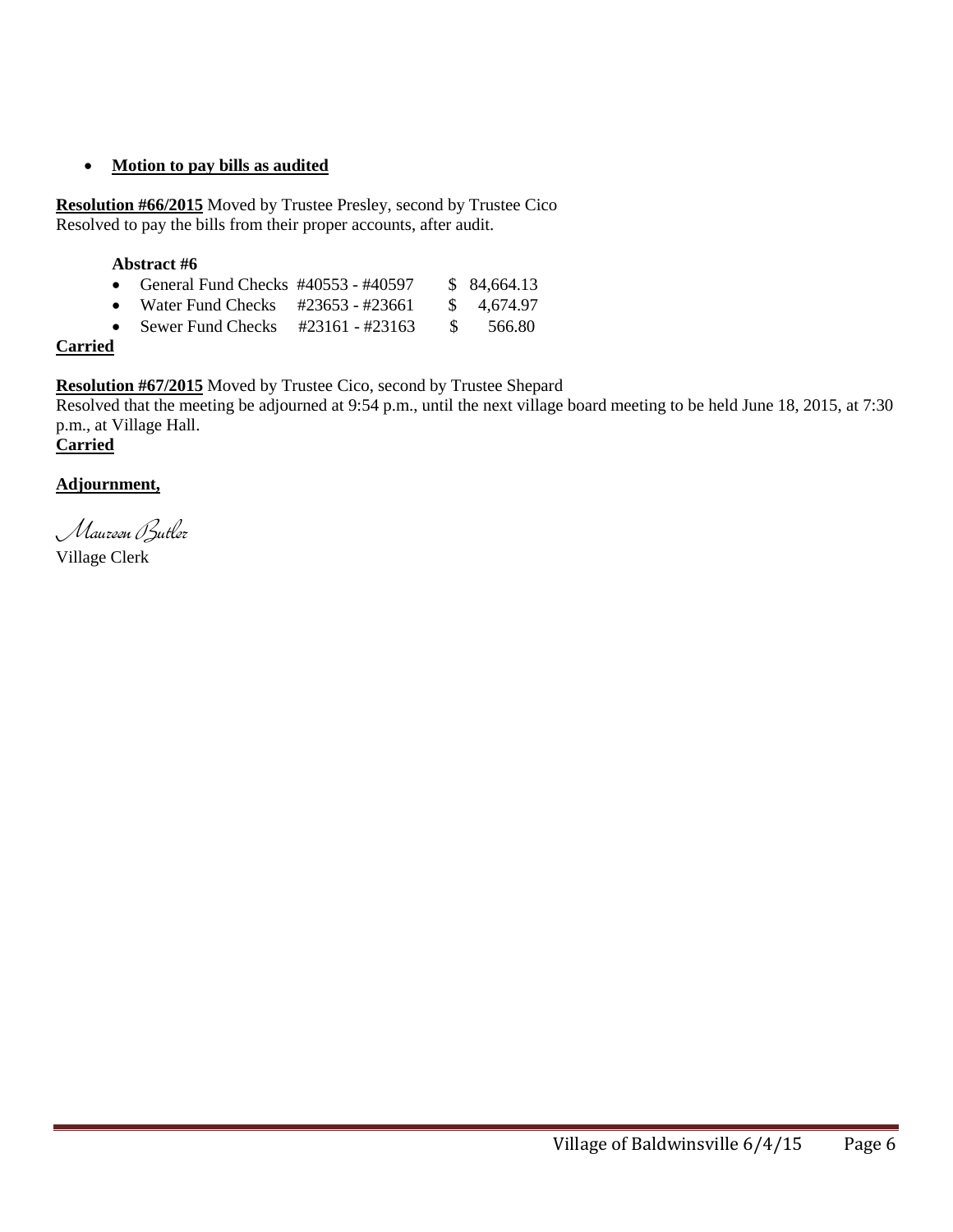- **Motion to pay bills as audited**

**Resolution #66/2015** Moved by Trustee Presley, second by Trustee Cico
Resolved to pay the bills from their proper accounts, after audit.

**Abstract #6**

- General Fund Checks #40553 - #40597 $ 84,664.13
- Water Fund Checks #23653 - #23661 $ 4,674.97
- Sewer Fund Checks #23161 - #23163 $ 566.80

**Carried**

**Resolution #67/2015** Moved by Trustee Cico, second by Trustee Shepard
Resolved that the meeting be adjourned at 9:54 p.m., until the next village board meeting to be held June 18, 2015, at 7:30 p.m., at Village Hall.
**Carried**

**Adjournment,**

*Maureen Butler*
Village Clerk